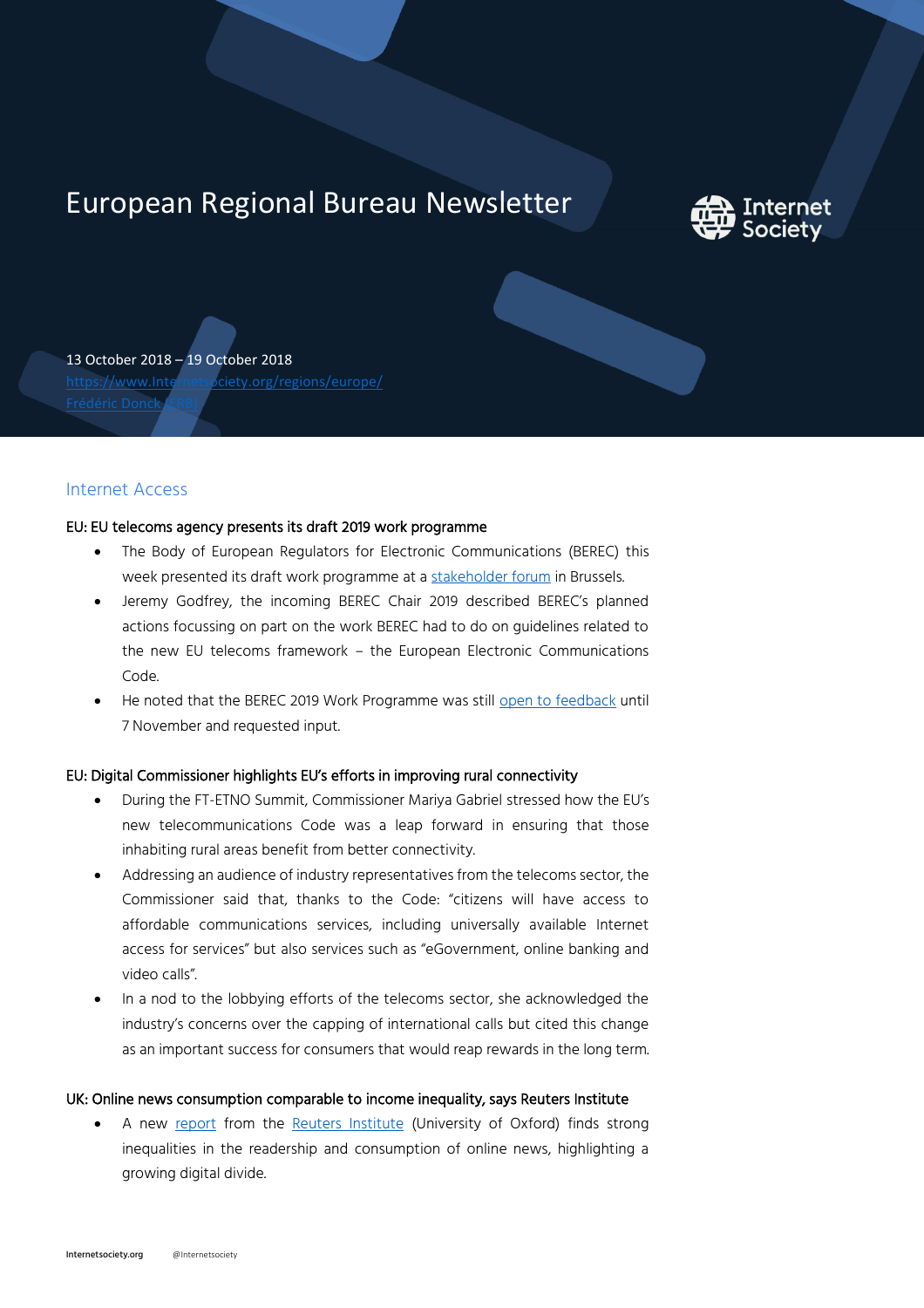# European Regional Bureau Newsletter

13 October 2018 – 19 October 2018

https://www.Internetsociety.org/regions/europe/

Frédéric Donck (ERB)

## Internet Access

### EU: EU telecoms agency presents its draft 2019 work programme

- The Body of European Regulators for Electronic Communications (BEREC) this week presented its draft work programme at a stakeholder forum in Brussels.
- Jeremy Godfrey, the incoming BEREC Chair 2019 described BEREC's planned actions focussing on part on the work BEREC had to do on guidelines related to the new EU telecoms framework – the European Electronic Communications Code.
- He noted that the BEREC 2019 Work Programme was still open to feedback until 7 November and requested input.

### EU: Digital Commissioner highlights EU's efforts in improving rural connectivity

- During the FT-ETNO Summit, Commissioner Mariya Gabriel stressed how the EU's new telecommunications Code was a leap forward in ensuring that those inhabiting rural areas benefit from better connectivity.
- Addressing an audience of industry representatives from the telecoms sector, the Commissioner said that, thanks to the Code: "citizens will have access to affordable communications services, including universally available Internet access for services" but also services such as "eGovernment, online banking and video calls".
- In a nod to the lobbying efforts of the telecoms sector, she acknowledged the industry's concerns over the capping of international calls but cited this change as an important success for consumers that would reap rewards in the long term.

### UK: Online news consumption comparable to income inequality, says Reuters Institute

- A new report from the Reuters Institute (University of Oxford) finds strong inequalities in the readership and consumption of online news, highlighting a growing digital divide.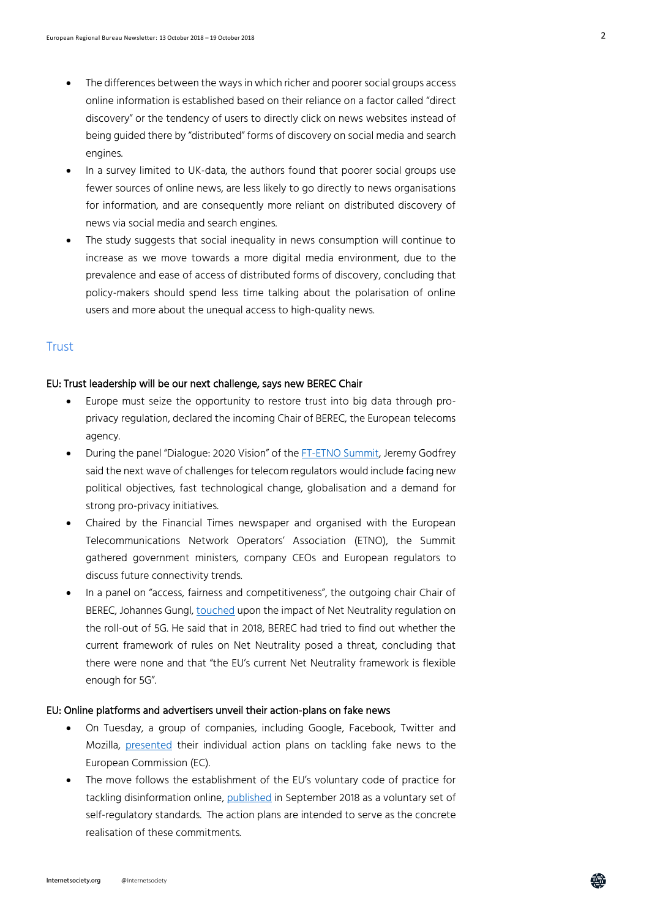- The differences between the ways in which richer and poorer social groups access online information is established based on their reliance on a factor called "direct discovery" or the tendency of users to directly click on news websites instead of being guided there by "distributed" forms of discovery on social media and search engines.
- In a survey limited to UK-data, the authors found that poorer social groups use fewer sources of online news, are less likely to go directly to news organisations for information, and are consequently more reliant on distributed discovery of news via social media and search engines.
- The study suggests that social inequality in news consumption will continue to increase as we move towards a more digital media environment, due to the prevalence and ease of access of distributed forms of discovery, concluding that policy-makers should spend less time talking about the polarisation of online users and more about the unequal access to high-quality news.

## Trust

### EU: Trust leadership will be our next challenge, says new BEREC Chair

- Europe must seize the opportunity to restore trust into big data through pro-privacy regulation, declared the incoming Chair of BEREC, the European telecoms agency.
- During the panel "Dialogue: 2020 Vision" of the FT-ETNO Summit, Jeremy Godfrey said the next wave of challenges for telecom regulators would include facing new political objectives, fast technological change, globalisation and a demand for strong pro-privacy initiatives.
- Chaired by the Financial Times newspaper and organised with the European Telecommunications Network Operators' Association (ETNO), the Summit gathered government ministers, company CEOs and European regulators to discuss future connectivity trends.
- In a panel on "access, fairness and competitiveness", the outgoing chair Chair of BEREC, Johannes Gungl, touched upon the impact of Net Neutrality regulation on the roll-out of 5G. He said that in 2018, BEREC had tried to find out whether the current framework of rules on Net Neutrality posed a threat, concluding that there were none and that "the EU's current Net Neutrality framework is flexible enough for 5G".

### EU: Online platforms and advertisers unveil their action-plans on fake news

- On Tuesday, a group of companies, including Google, Facebook, Twitter and Mozilla, presented their individual action plans on tackling fake news to the European Commission (EC).
- The move follows the establishment of the EU's voluntary code of practice for tackling disinformation online, published in September 2018 as a voluntary set of self-regulatory standards. The action plans are intended to serve as the concrete realisation of these commitments.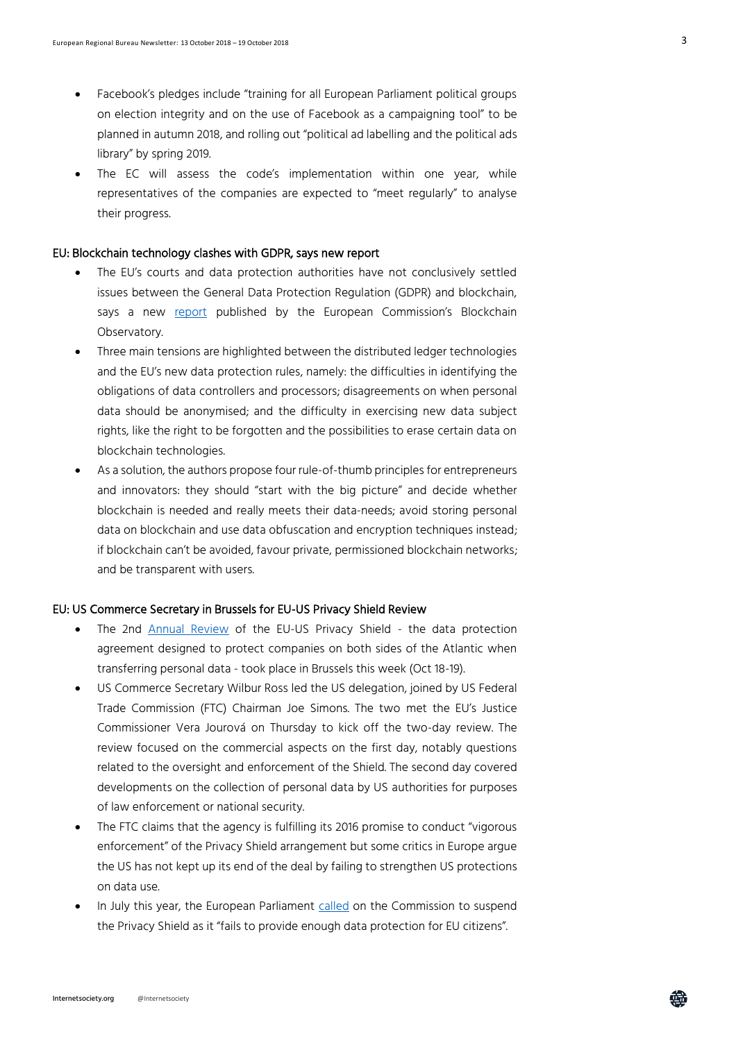- Facebook's pledges include "training for all European Parliament political groups on election integrity and on the use of Facebook as a campaigning tool" to be planned in autumn 2018, and rolling out "political ad labelling and the political ads library" by spring 2019.
- The EC will assess the code's implementation within one year, while representatives of the companies are expected to "meet regularly" to analyse their progress.

### EU: Blockchain technology clashes with GDPR, says new report

- The EU's courts and data protection authorities have not conclusively settled issues between the General Data Protection Regulation (GDPR) and blockchain, says a new report published by the European Commission's Blockchain Observatory.
- Three main tensions are highlighted between the distributed ledger technologies and the EU's new data protection rules, namely: the difficulties in identifying the obligations of data controllers and processors; disagreements on when personal data should be anonymised; and the difficulty in exercising new data subject rights, like the right to be forgotten and the possibilities to erase certain data on blockchain technologies.
- As a solution, the authors propose four rule-of-thumb principles for entrepreneurs and innovators: they should "start with the big picture" and decide whether blockchain is needed and really meets their data-needs; avoid storing personal data on blockchain and use data obfuscation and encryption techniques instead; if blockchain can't be avoided, favour private, permissioned blockchain networks; and be transparent with users.

### EU: US Commerce Secretary in Brussels for EU-US Privacy Shield Review

- The 2nd Annual Review of the EU-US Privacy Shield - the data protection agreement designed to protect companies on both sides of the Atlantic when transferring personal data - took place in Brussels this week (Oct 18-19).
- US Commerce Secretary Wilbur Ross led the US delegation, joined by US Federal Trade Commission (FTC) Chairman Joe Simons. The two met the EU's Justice Commissioner Vera Jourová on Thursday to kick off the two-day review. The review focused on the commercial aspects on the first day, notably questions related to the oversight and enforcement of the Shield. The second day covered developments on the collection of personal data by US authorities for purposes of law enforcement or national security.
- The FTC claims that the agency is fulfilling its 2016 promise to conduct "vigorous enforcement" of the Privacy Shield arrangement but some critics in Europe argue the US has not kept up its end of the deal by failing to strengthen US protections on data use.
- In July this year, the European Parliament called on the Commission to suspend the Privacy Shield as it "fails to provide enough data protection for EU citizens".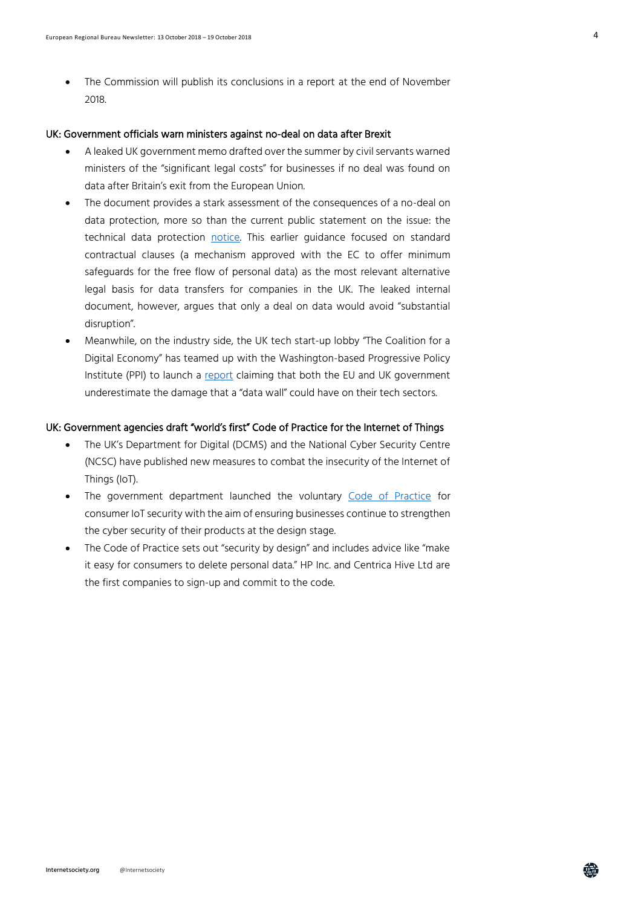- The Commission will publish its conclusions in a report at the end of November 2018.

## UK: Government officials warn ministers against no-deal on data after Brexit

- A leaked UK government memo drafted over the summer by civil servants warned ministers of the "significant legal costs" for businesses if no deal was found on data after Britain's exit from the European Union.
- The document provides a stark assessment of the consequences of a no-deal on data protection, more so than the current public statement on the issue: the technical data protection notice. This earlier guidance focused on standard contractual clauses (a mechanism approved with the EC to offer minimum safeguards for the free flow of personal data) as the most relevant alternative legal basis for data transfers for companies in the UK. The leaked internal document, however, argues that only a deal on data would avoid "substantial disruption".
- Meanwhile, on the industry side, the UK tech start-up lobby "The Coalition for a Digital Economy" has teamed up with the Washington-based Progressive Policy Institute (PPI) to launch a report claiming that both the EU and UK government underestimate the damage that a "data wall" could have on their tech sectors.

## UK: Government agencies draft "world's first" Code of Practice for the Internet of Things

- The UK's Department for Digital (DCMS) and the National Cyber Security Centre (NCSC) have published new measures to combat the insecurity of the Internet of Things (IoT).
- The government department launched the voluntary Code of Practice for consumer IoT security with the aim of ensuring businesses continue to strengthen the cyber security of their products at the design stage.
- The Code of Practice sets out "security by design" and includes advice like "make it easy for consumers to delete personal data." HP Inc. and Centrica Hive Ltd are the first companies to sign-up and commit to the code.